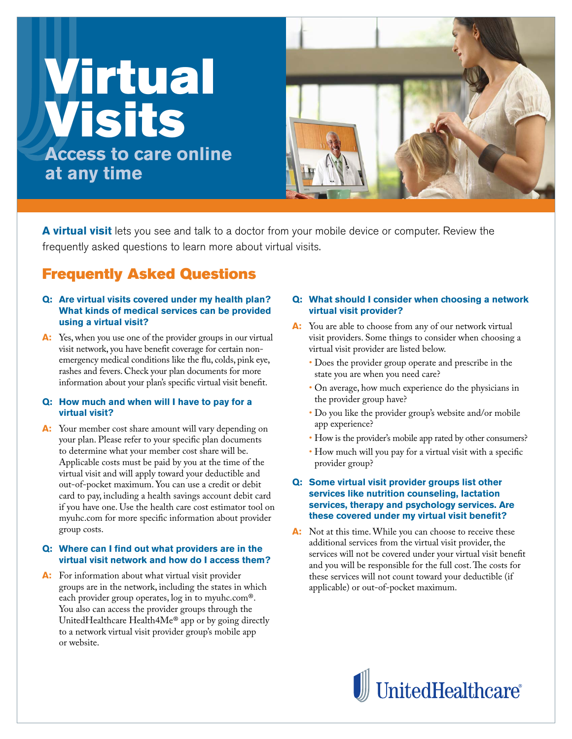# Virtual Visits

## Access to care online at any time

**A virtual visit** lets you see and talk to a doctor from your mobile device or computer. Review the frequently asked questions to learn more about virtual visits.

## Frequently Asked Questions

**Q: Are virtual visits covered under my health plan? What kinds of medical services can be provided using a virtual visit?**

**A:** Yes, when you use one of the provider groups in our virtual visit network, you have benefit coverage for certain non-emergency medical conditions like the flu, colds, pink eye, rashes and fevers. Check your plan documents for more information about your plan's specific virtual visit benefit.

**Q: How much and when will I have to pay for a virtual visit?**

**A:** Your member cost share amount will vary depending on your plan. Please refer to your specific plan documents to determine what your member cost share will be. Applicable costs must be paid by you at the time of the virtual visit and will apply toward your deductible and out-of-pocket maximum. You can use a credit or debit card to pay, including a health savings account debit card if you have one. Use the health care cost estimator tool on myuhc.com for more specific information about provider group costs.

**Q: Where can I find out what providers are in the virtual visit network and how do I access them?**

**A:** For information about what virtual visit provider groups are in the network, including the states in which each provider group operates, log in to myuhc.com®. You also can access the provider groups through the UnitedHealthcare Health4Me® app or by going directly to a network virtual visit provider group's mobile app or website.

**Q: What should I consider when choosing a network virtual visit provider?**

**A:** You are able to choose from any of our network virtual visit providers. Some things to consider when choosing a virtual visit provider are listed below.

- Does the provider group operate and prescribe in the state you are when you need care?
- On average, how much experience do the physicians in the provider group have?
- Do you like the provider group's website and/or mobile app experience?
- How is the provider's mobile app rated by other consumers?
- How much will you pay for a virtual visit with a specific provider group?

**Q: Some virtual visit provider groups list other services like nutrition counseling, lactation services, therapy and psychology services. Are these covered under my virtual visit benefit?**

**A:** Not at this time. While you can choose to receive these additional services from the virtual visit provider, the services will not be covered under your virtual visit benefit and you will be responsible for the full cost. The costs for these services will not count toward your deductible (if applicable) or out-of-pocket maximum.

UnitedHealthcare®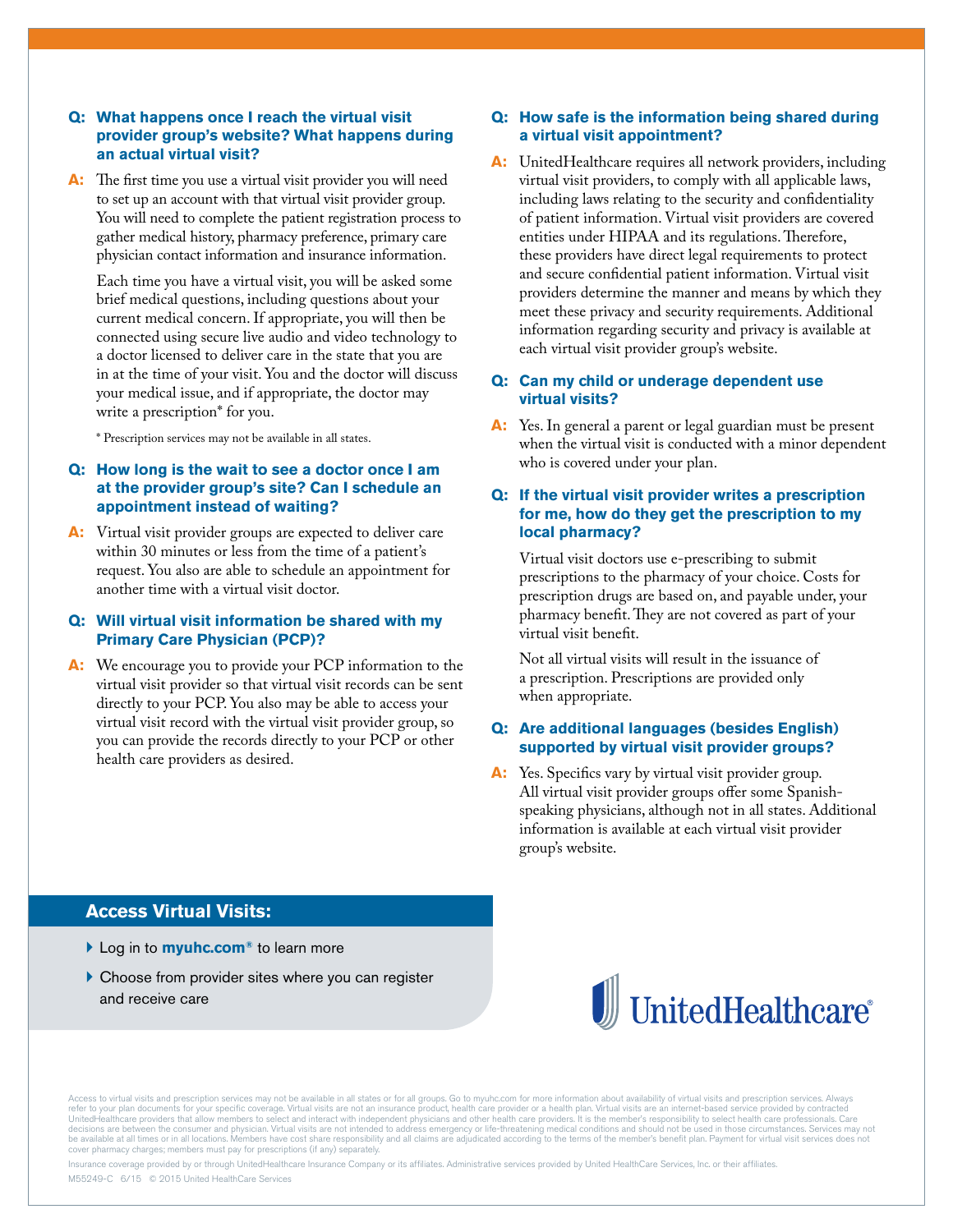**Q: What happens once I reach the virtual visit provider group's website? What happens during an actual virtual visit?**

**A:** The first time you use a virtual visit provider you will need to set up an account with that virtual visit provider group. You will need to complete the patient registration process to gather medical history, pharmacy preference, primary care physician contact information and insurance information.

Each time you have a virtual visit, you will be asked some brief medical questions, including questions about your current medical concern. If appropriate, you will then be connected using secure live audio and video technology to a doctor licensed to deliver care in the state that you are in at the time of your visit. You and the doctor will discuss your medical issue, and if appropriate, the doctor may write a prescription* for you.

* Prescription services may not be available in all states.

**Q: How long is the wait to see a doctor once I am at the provider group's site? Can I schedule an appointment instead of waiting?**

**A:** Virtual visit provider groups are expected to deliver care within 30 minutes or less from the time of a patient's request. You also are able to schedule an appointment for another time with a virtual visit doctor.

**Q: Will virtual visit information be shared with my Primary Care Physician (PCP)?**

**A:** We encourage you to provide your PCP information to the virtual visit provider so that virtual visit records can be sent directly to your PCP. You also may be able to access your virtual visit record with the virtual visit provider group, so you can provide the records directly to your PCP or other health care providers as desired.

**Q: How safe is the information being shared during a virtual visit appointment?**

**A:** UnitedHealthcare requires all network providers, including virtual visit providers, to comply with all applicable laws, including laws relating to the security and confidentiality of patient information. Virtual visit providers are covered entities under HIPAA and its regulations. Therefore, these providers have direct legal requirements to protect and secure confidential patient information. Virtual visit providers determine the manner and means by which they meet these privacy and security requirements. Additional information regarding security and privacy is available at each virtual visit provider group's website.

**Q: Can my child or underage dependent use virtual visits?**

**A:** Yes. In general a parent or legal guardian must be present when the virtual visit is conducted with a minor dependent who is covered under your plan.

**Q: If the virtual visit provider writes a prescription for me, how do they get the prescription to my local pharmacy?**

Virtual visit doctors use e-prescribing to submit prescriptions to the pharmacy of your choice. Costs for prescription drugs are based on, and payable under, your pharmacy benefit. They are not covered as part of your virtual visit benefit.

Not all virtual visits will result in the issuance of a prescription. Prescriptions are provided only when appropriate.

**Q: Are additional languages (besides English) supported by virtual visit provider groups?**

**A:** Yes. Specifics vary by virtual visit provider group. All virtual visit provider groups offer some Spanish-speaking physicians, although not in all states. Additional information is available at each virtual visit provider group's website.

## Access Virtual Visits:

- Log in to **myuhc.com®** to learn more
- Choose from provider sites where you can register and receive care

UnitedHealthcare®

Access to virtual visits and prescription services may not be available in all states or for all groups. Go to myuhc.com for more information about availability of virtual visits and prescription services. Always refer to your plan documents for your specific coverage. Virtual visits are not an insurance product, health care provider or a health plan. Virtual visits are an internet-based service provided by contracted UnitedHealthcare providers that allow members to select and interact with independent physicians and other health care providers. It is the member's responsibility to select health care professionals. Care decisions are between the consumer and physician. Virtual visits are not intended to address emergency or life-threatening medical conditions and should not be used in those circumstances. Services may not be available at all times or in all locations. Members have cost share responsibility and all claims are adjudicated according to the terms of the member's benefit plan. Payment for virtual visit services does not cover pharmacy charges; members must pay for prescriptions (if any) separately.

Insurance coverage provided by or through UnitedHealthcare Insurance Company or its affiliates. Administrative services provided by United HealthCare Services, Inc. or their affiliates.

M55249-C 6/15 © 2015 United HealthCare Services